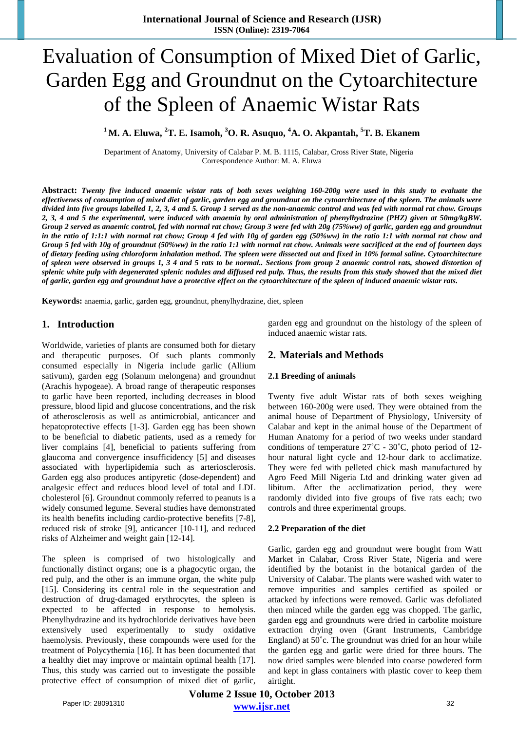# Evaluation of Consumption of Mixed Diet of Garlic, Garden Egg and Groundnut on the Cytoarchitecture of the Spleen of Anaemic Wistar Rats

**[1] M. A. Eluwa, [2]T. E. Isamoh, [3]O. R. Asuquo, [4]A. O. Akpantah, [5]T. B. Ekanem**

Department of Anatomy, University of Calabar P. M. B. 1115, Calabar, Cross River State, Nigeria
Correspondence Author: M. A. Eluwa

**Abstract:** ***Twenty five induced anaemic wistar rats of both sexes weighing 160-200g were used in this study to evaluate the effectiveness of consumption of mixed diet of garlic, garden egg and groundnut on the cytoarchitecture of the spleen. The animals were divided into five groups labelled 1, 2, 3, 4 and 5. Group 1 served as the non-anaemic control and was fed with normal rat chow. Groups 2, 3, 4 and 5 the experimental, were induced with anaemia by oral administration of phenylhydrazine (PHZ) given at 50mg/kgBW. Group 2 served as anaemic control, fed with normal rat chow; Group 3 were fed with 20g (75%ww) of garlic, garden egg and groundnut in the ratio of 1:1:1 with normal rat chow; Group 4 fed with 10g of garden egg (50%ww) in the ratio 1:1 with normal rat chow and Group 5 fed with 10g of groundnut (50%ww) in the ratio 1:1 with normal rat chow. Animals were sacrificed at the end of fourteen days of dietary feeding using chloroform inhalation method. The spleen were dissected out and fixed in 10% formal saline. Cytoarchitecture of spleen were observed in groups 1, 3 4 and 5 rats to be normal.. Sections from group 2 anaemic control rats, showed distortion of splenic white pulp with degenerated splenic nodules and diffused red pulp. Thus, the results from this study showed that the mixed diet of garlic, garden egg and groundnut have a protective effect on the cytoarchitecture of the spleen of induced anaemic wistar rats.***

**Keywords:** anaemia, garlic, garden egg, groundnut, phenylhydrazine, diet, spleen

## 1. Introduction

Worldwide, varieties of plants are consumed both for dietary and therapeutic purposes. Of such plants commonly consumed especially in Nigeria include garlic (Allium sativum), garden egg (Solanum melongena) and groundnut (Arachis hypogeae). A broad range of therapeutic responses to garlic have been reported, including decreases in blood pressure, blood lipid and glucose concentrations, and the risk of atherosclerosis as well as antimicrobial, anticancer and hepatoprotective effects [1-3]. Garden egg has been shown to be beneficial to diabetic patients, used as a remedy for liver complains [4], beneficial to patients suffering from glaucoma and convergence insufficidency [5] and diseases associated with hyperlipidemia such as arteriosclerosis. Garden egg also produces antipyretic (dose-dependent) and analgesic effect and reduces blood level of total and LDL cholesterol [6]. Groundnut commonly referred to peanuts is a widely consumed legume. Several studies have demonstrated its health benefits including cardio-protective benefits [7-8], reduced risk of stroke [9], anticancer [10-11], and reduced risks of Alzheimer and weight gain [12-14].

The spleen is comprised of two histologically and functionally distinct organs; one is a phagocytic organ, the red pulp, and the other is an immune organ, the white pulp [15]. Considering its central role in the sequestration and destruction of drug-damaged erythrocytes, the spleen is expected to be affected in response to hemolysis. Phenylhydrazine and its hydrochloride derivatives have been extensively used experimentally to study oxidative haemolysis. Previously, these compounds were used for the treatment of Polycythemia [16]. It has been documented that a healthy diet may improve or maintain optimal health [17]. Thus, this study was carried out to investigate the possible protective effect of consumption of mixed diet of garlic, garden egg and groundnut on the histology of the spleen of induced anaemic wistar rats.

## 2. Materials and Methods

### 2.1 Breeding of animals

Twenty five adult Wistar rats of both sexes weighing between 160-200g were used. They were obtained from the animal house of Department of Physiology, University of Calabar and kept in the animal house of the Department of Human Anatomy for a period of two weeks under standard conditions of temperature 27˚C - 30˚C, photo period of 12-hour natural light cycle and 12-hour dark to acclimatize. They were fed with pelleted chick mash manufactured by Agro Feed Mill Nigeria Ltd and drinking water given ad libitum. After the acclimatization period, they were randomly divided into five groups of five rats each; two controls and three experimental groups.

### 2.2 Preparation of the diet

Garlic, garden egg and groundnut were bought from Watt Market in Calabar, Cross River State, Nigeria and were identified by the botanist in the botanical garden of the University of Calabar. The plants were washed with water to remove impurities and samples certified as spoiled or attacked by infections were removed. Garlic was defoliated then minced while the garden egg was chopped. The garlic, garden egg and groundnuts were dried in carbolite moisture extraction drying oven (Grant Instruments, Cambridge England) at 50˚c. The groundnut was dried for an hour while the garden egg and garlic were dried for three hours. The now dried samples were blended into coarse powdered form and kept in glass containers with plastic cover to keep them airtight.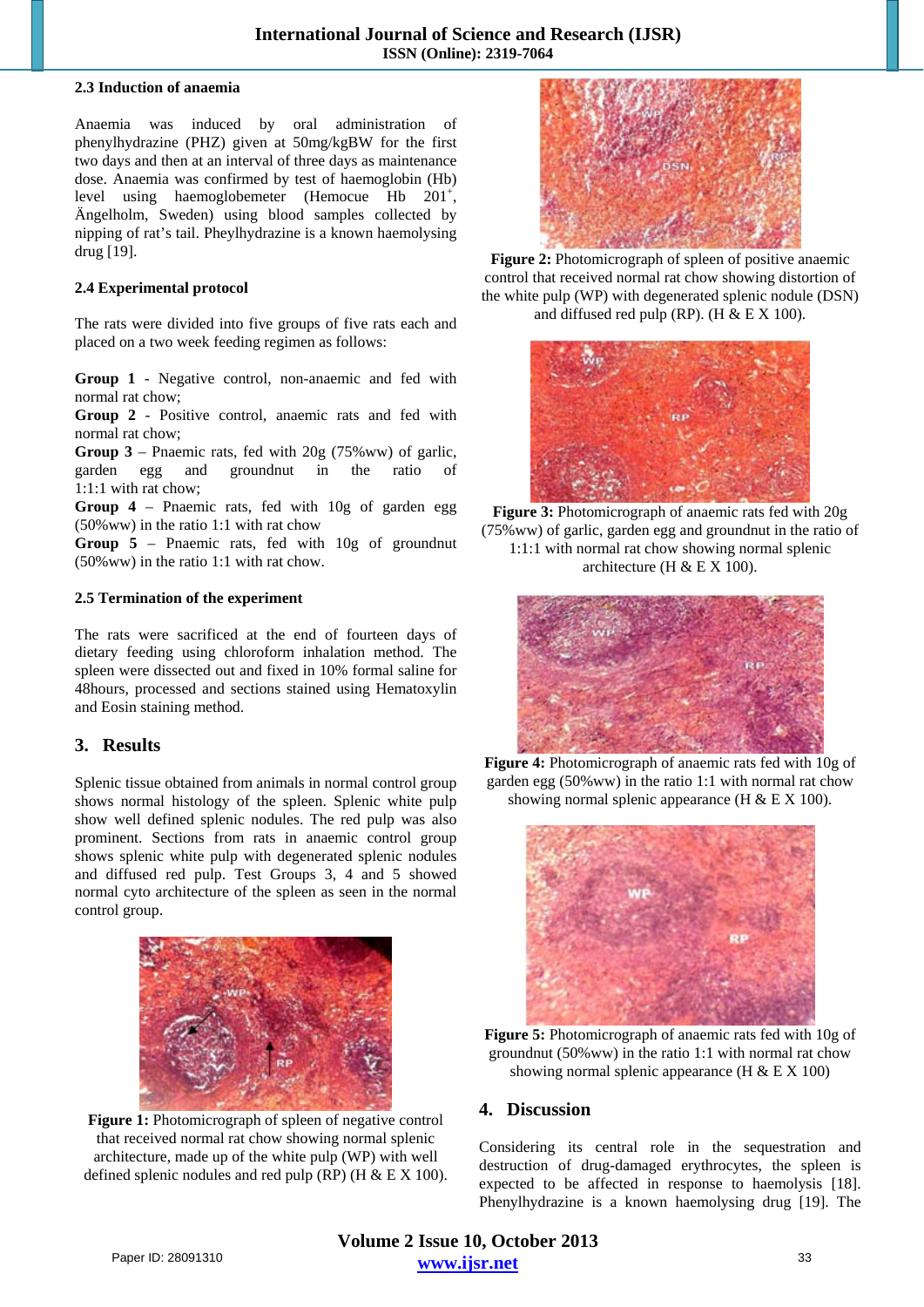### 2.3 Induction of anaemia

Anaemia was induced by oral administration of phenylhydrazine (PHZ) given at 50mg/kgBW for the first two days and then at an interval of three days as maintenance dose. Anaemia was confirmed by test of haemoglobin (Hb) level using haemoglobemeter (Hemocue Hb 201[+], Ängelholm, Sweden) using blood samples collected by nipping of rat's tail. Pheylhydrazine is a known haemolysing drug [19].

### 2.4 Experimental protocol

The rats were divided into five groups of five rats each and placed on a two week feeding regimen as follows:

**Group 1** - Negative control, non-anaemic and fed with normal rat chow;
**Group 2** - Positive control, anaemic rats and fed with normal rat chow;
**Group 3** – Pnaemic rats, fed with 20g (75%ww) of garlic, garden egg and groundnut in the ratio of 1:1:1 with rat chow;
**Group 4** – Pnaemic rats, fed with 10g of garden egg (50%ww) in the ratio 1:1 with rat chow
**Group 5** – Pnaemic rats, fed with 10g of groundnut (50%ww) in the ratio 1:1 with rat chow.

### 2.5 Termination of the experiment

The rats were sacrificed at the end of fourteen days of dietary feeding using chloroform inhalation method. The spleen were dissected out and fixed in 10% formal saline for 48hours, processed and sections stained using Hematoxylin and Eosin staining method.

## 3. Results

Splenic tissue obtained from animals in normal control group shows normal histology of the spleen. Splenic white pulp show well defined splenic nodules. The red pulp was also prominent. Sections from rats in anaemic control group shows splenic white pulp with degenerated splenic nodules and diffused red pulp. Test Groups 3, 4 and 5 showed normal cyto architecture of the spleen as seen in the normal control group.

**Figure 1:** Photomicrograph of spleen of negative control that received normal rat chow showing normal splenic architecture, made up of the white pulp (WP) with well defined splenic nodules and red pulp (RP) (H & E X 100).

**Figure 2:** Photomicrograph of spleen of positive anaemic control that received normal rat chow showing distortion of the white pulp (WP) with degenerated splenic nodule (DSN) and diffused red pulp (RP). (H & E X 100).

**Figure 3:** Photomicrograph of anaemic rats fed with 20g (75%ww) of garlic, garden egg and groundnut in the ratio of 1:1:1 with normal rat chow showing normal splenic architecture (H & E X 100).

**Figure 4:** Photomicrograph of anaemic rats fed with 10g of garden egg (50%ww) in the ratio 1:1 with normal rat chow showing normal splenic appearance (H & E X 100).

**Figure 5:** Photomicrograph of anaemic rats fed with 10g of groundnut (50%ww) in the ratio 1:1 with normal rat chow showing normal splenic appearance (H & E X 100)

## 4. Discussion

Considering its central role in the sequestration and destruction of drug-damaged erythrocytes, the spleen is expected to be affected in response to haemolysis [18]. Phenylhydrazine is a known haemolysing drug [19]. The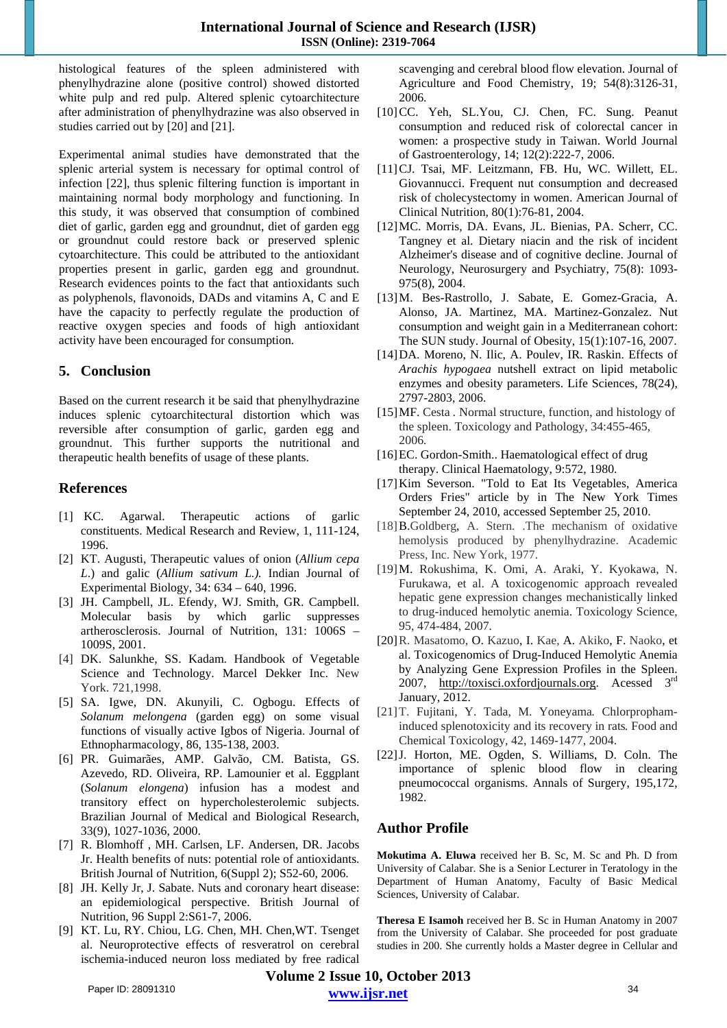histological features of the spleen administered with phenylhydrazine alone (positive control) showed distorted white pulp and red pulp. Altered splenic cytoarchitecture after administration of phenylhydrazine was also observed in studies carried out by [20] and [21].

Experimental animal studies have demonstrated that the splenic arterial system is necessary for optimal control of infection [22], thus splenic filtering function is important in maintaining normal body morphology and functioning. In this study, it was observed that consumption of combined diet of garlic, garden egg and groundnut, diet of garden egg or groundnut could restore back or preserved splenic cytoarchitecture. This could be attributed to the antioxidant properties present in garlic, garden egg and groundnut. Research evidences points to the fact that antioxidants such as polyphenols, flavonoids, DADs and vitamins A, C and E have the capacity to perfectly regulate the production of reactive oxygen species and foods of high antioxidant activity have been encouraged for consumption.

## 5. Conclusion

Based on the current research it be said that phenylhydrazine induces splenic cytoarchitectural distortion which was reversible after consumption of garlic, garden egg and groundnut. This further supports the nutritional and therapeutic health benefits of usage of these plants.

## References

[1] KC. Agarwal. Therapeutic actions of garlic constituents. Medical Research and Review, 1, 111-124, 1996.

[2] KT. Augusti, Therapeutic values of onion (*Allium cepa L*.) and galic (*Allium sativum L.).* Indian Journal of Experimental Biology, 34: 634 – 640, 1996.

[3] JH. Campbell, JL. Efendy, WJ. Smith, GR. Campbell. Molecular basis by which garlic suppresses artherosclerosis. Journal of Nutrition, 131: 1006S – 1009S, 2001.

[4] DK. Salunkhe, SS. Kadam. Handbook of Vegetable Science and Technology. Marcel Dekker Inc. New York. 721,1998.

[5] SA. Igwe, DN. Akunyili, C. Ogbogu. Effects of *Solanum melongena* (garden egg) on some visual functions of visually active Igbos of Nigeria. Journal of Ethnopharmacology, 86, 135-138, 2003.

[6] PR. Guimarães, AMP. Galvão, CM. Batista, GS. Azevedo, RD. Oliveira, RP. Lamounier et al. Eggplant (*Solanum elongena*) infusion has a modest and transitory effect on hypercholesterolemic subjects. Brazilian Journal of Medical and Biological Research, 33(9), 1027-1036, 2000.

[7] R. Blomhoff , MH. Carlsen, LF. Andersen, DR. Jacobs Jr. Health benefits of nuts: potential role of antioxidants. British Journal of Nutrition, 6(Suppl 2); S52-60, 2006.

[8] JH. Kelly Jr, J. Sabate. Nuts and coronary heart disease: an epidemiological perspective. British Journal of Nutrition, 96 Suppl 2:S61-7, 2006.

[9] KT. Lu, RY. Chiou, LG. Chen, MH. Chen,WT. Tsenget al. Neuroprotective effects of resveratrol on cerebral ischemia-induced neuron loss mediated by free radical scavenging and cerebral blood flow elevation. Journal of Agriculture and Food Chemistry, 19; 54(8):3126-31, 2006.

[10] CC. Yeh, SL.You, CJ. Chen, FC. Sung. Peanut consumption and reduced risk of colorectal cancer in women: a prospective study in Taiwan. World Journal of Gastroenterology, 14; 12(2):222-7, 2006.

[11] CJ. Tsai, MF. Leitzmann, FB. Hu, WC. Willett, EL. Giovannucci. Frequent nut consumption and decreased risk of cholecystectomy in women. American Journal of Clinical Nutrition, 80(1):76-81, 2004.

[12] MC. Morris, DA. Evans, JL. Bienias, PA. Scherr, CC. Tangney et al. Dietary niacin and the risk of incident Alzheimer's disease and of cognitive decline. Journal of Neurology, Neurosurgery and Psychiatry, 75(8): 1093-975(8), 2004.

[13] M. Bes-Rastrollo, J. Sabate, E. Gomez-Gracia, A. Alonso, JA. Martinez, MA. Martinez-Gonzalez. Nut consumption and weight gain in a Mediterranean cohort: The SUN study. Journal of Obesity, 15(1):107-16, 2007.

[14] DA. Moreno, N. Ilic, A. Poulev, IR. Raskin. Effects of *Arachis hypogaea* nutshell extract on lipid metabolic enzymes and obesity parameters. Life Sciences, 78(24), 2797-2803, 2006.

[15] MF. Cesta . Normal structure, function, and histology of the spleen. Toxicology and Pathology, 34:455-465, 2006.

[16] EC. Gordon-Smith.. Haematological effect of drug therapy. Clinical Haematology, 9:572, 1980.

[17] Kim Severson. "Told to Eat Its Vegetables, America Orders Fries" article by in The New York Times September 24, 2010, accessed September 25, 2010.

[18] B.Goldberg, A. Stern. .The mechanism of oxidative hemolysis produced by phenylhydrazine. Academic Press, Inc. New York, 1977.

[19] M. Rokushima, K. Omi, A. Araki, Y. Kyokawa, N. Furukawa, et al. A toxicogenomic approach revealed hepatic gene expression changes mechanistically linked to drug-induced hemolytic anemia. Toxicology Science, 95, 474-484, 2007.

[20] R. Masatomo, O. Kazuo, I. Kae, A. Akiko, F. Naoko, et al. Toxicogenomics of Drug-Induced Hemolytic Anemia by Analyzing Gene Expression Profiles in the Spleen. 2007, http://toxisci.oxfordjournals.org. Acessed 3rd January, 2012.

[21] T. Fujitani, Y. Tada, M. Yoneyama. Chlorpropham-induced splenotoxicity and its recovery in rats. Food and Chemical Toxicology, 42, 1469-1477, 2004.

[22] J. Horton, ME. Ogden, S. Williams, D. Coln. The importance of splenic blood flow in clearing pneumococcal organisms. Annals of Surgery, 195,172, 1982.

## Author Profile

**Mokutima A. Eluwa** received her B. Sc, M. Sc and Ph. D from University of Calabar. She is a Senior Lecturer in Teratology in the Department of Human Anatomy, Faculty of Basic Medical Sciences, University of Calabar.

**Theresa E Isamoh** received her B. Sc in Human Anatomy in 2007 from the University of Calabar. She proceeded for post graduate studies in 200. She currently holds a Master degree in Cellular and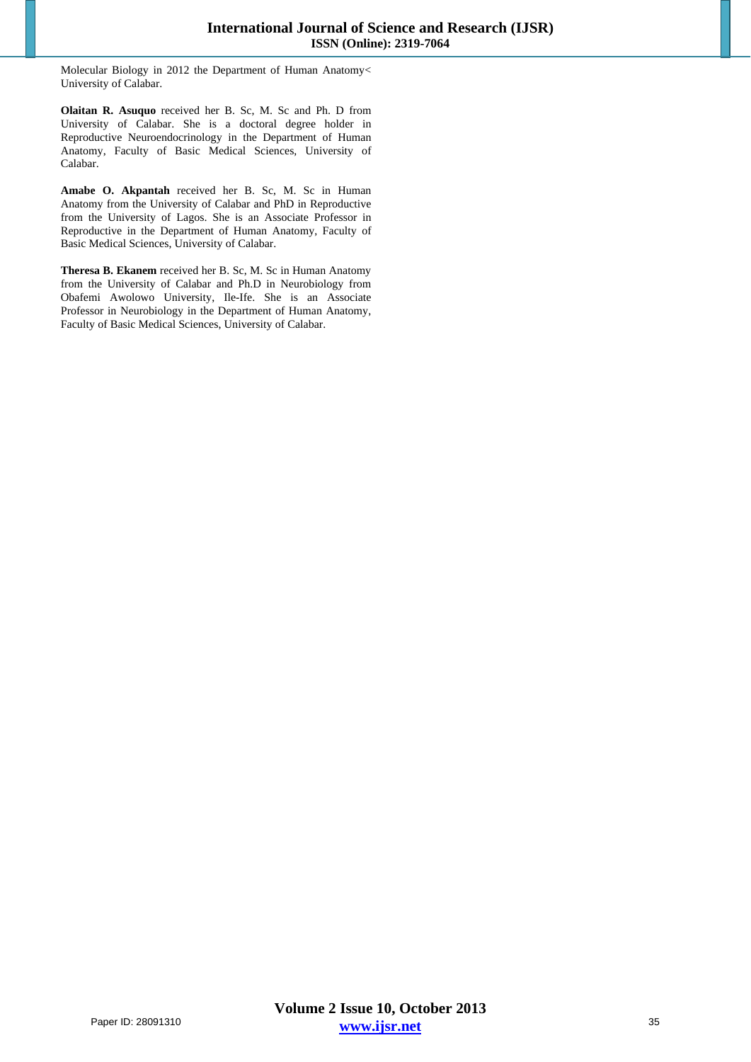Molecular Biology in 2012 the Department of Human Anatomy< University of Calabar.

**Olaitan R. Asuquo** received her B. Sc, M. Sc and Ph. D from University of Calabar. She is a doctoral degree holder in Reproductive Neuroendocrinology in the Department of Human Anatomy, Faculty of Basic Medical Sciences, University of Calabar.

**Amabe O. Akpantah** received her B. Sc, M. Sc in Human Anatomy from the University of Calabar and PhD in Reproductive from the University of Lagos. She is an Associate Professor in Reproductive in the Department of Human Anatomy, Faculty of Basic Medical Sciences, University of Calabar.

**Theresa B. Ekanem** received her B. Sc, M. Sc in Human Anatomy from the University of Calabar and Ph.D in Neurobiology from Obafemi Awolowo University, Ile-Ife. She is an Associate Professor in Neurobiology in the Department of Human Anatomy, Faculty of Basic Medical Sciences, University of Calabar.